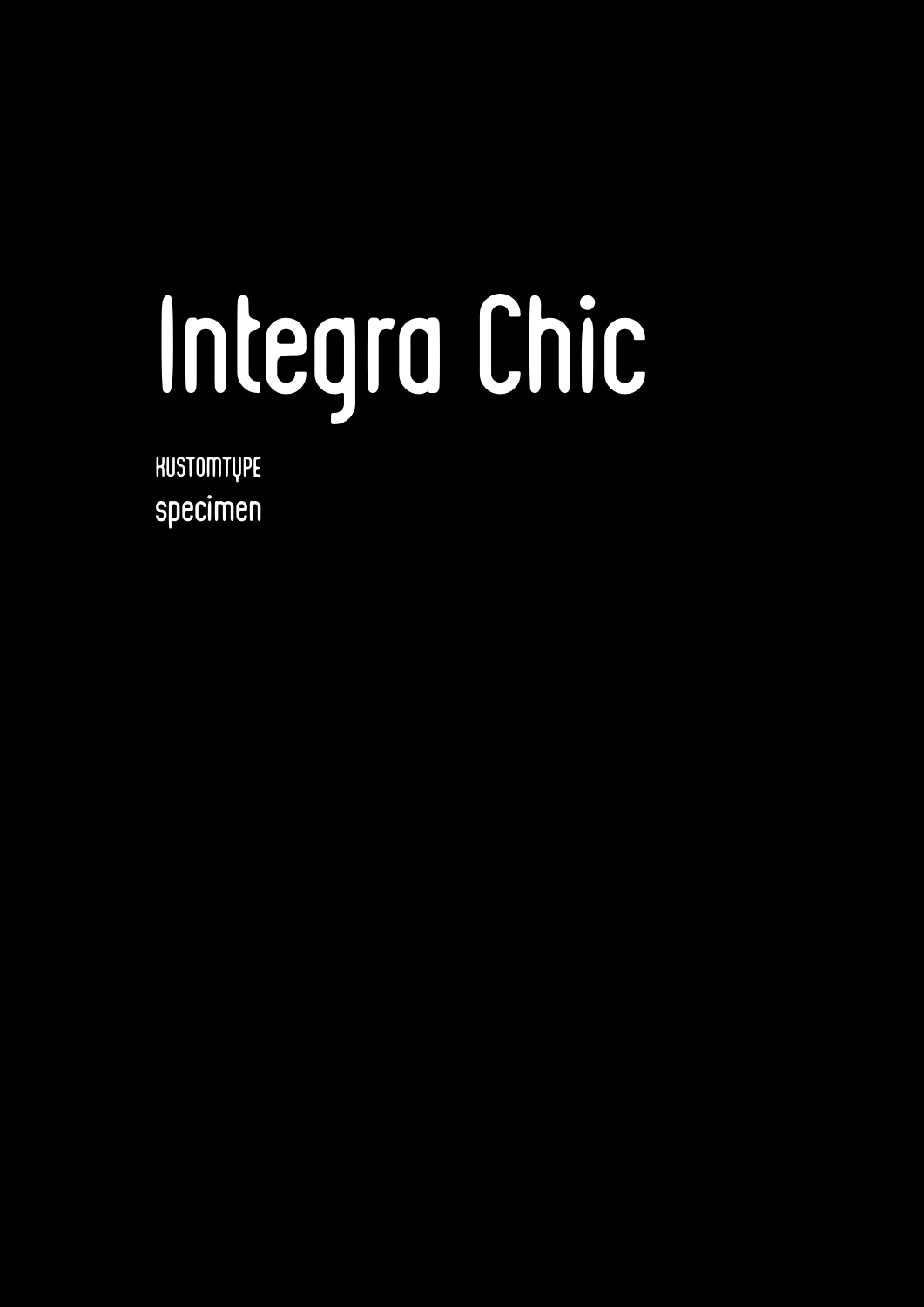# Integra Chic

KUSTOMTYPE

specimen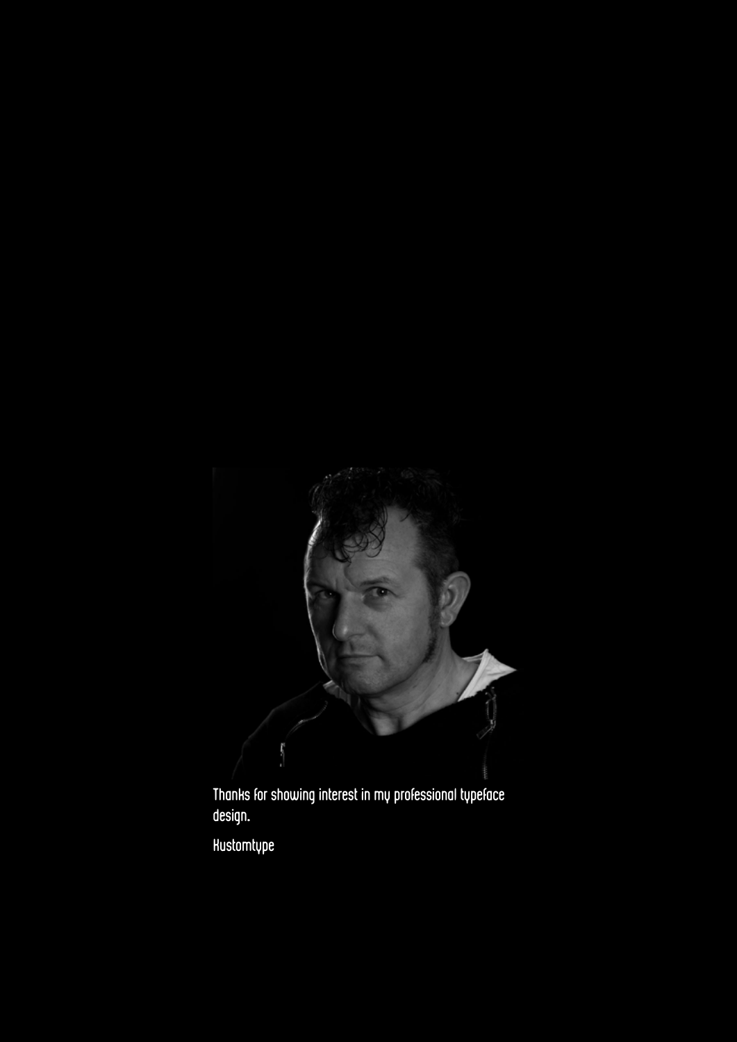Thanks for showing interest in my professional typeface design.

Kustomtype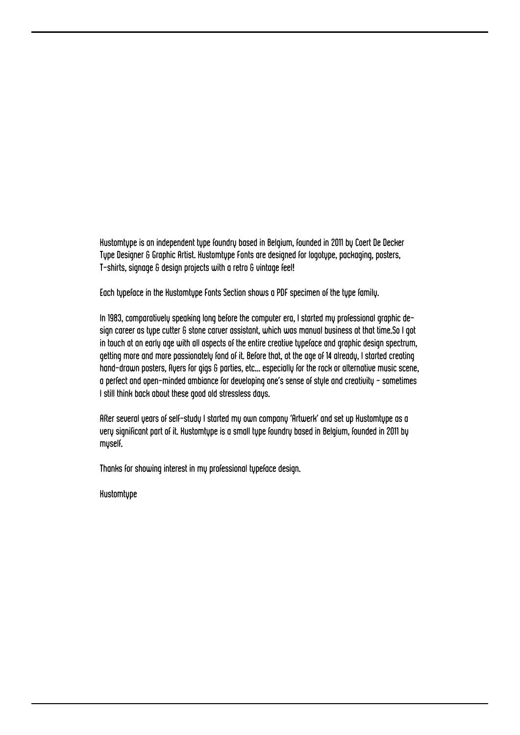Kustomtype is an independent type foundry based in Belgium, founded in 2011 by Coert De Decker Type Designer & Graphic Artist. Kustomtype Fonts are designed for logotype, packaging, posters, T-shirts, signage & design projects with a retro & vintage feel!

Each typeface in the Kustomtype Fonts Section shows a PDF specimen of the type family.

In 1983, comparatively speaking long before the computer era, I started my professional graphic design career as type cutter & stone carver assistant, which was manual business at that time.So I got in touch at an early age with all aspects of the entire creative typeface and graphic design spectrum, getting more and more passionately fond of it. Before that, at the age of 14 already, I started creating hand-drawn posters, flyers for gigs & parties, etc... especially for the rock or alternative music scene, a perfect and open-minded ambiance for developing one's sense of style and creativity – sometimes I still think back about these good old stressless days.

After several years of self-study I started my own company 'Artwerk' and set up Kustomtype as a very significant part of it. Kustomtype is a small type foundry based in Belgium, founded in 2011 by myself.

Thanks for showing interest in my professional typeface design.

Kustomtype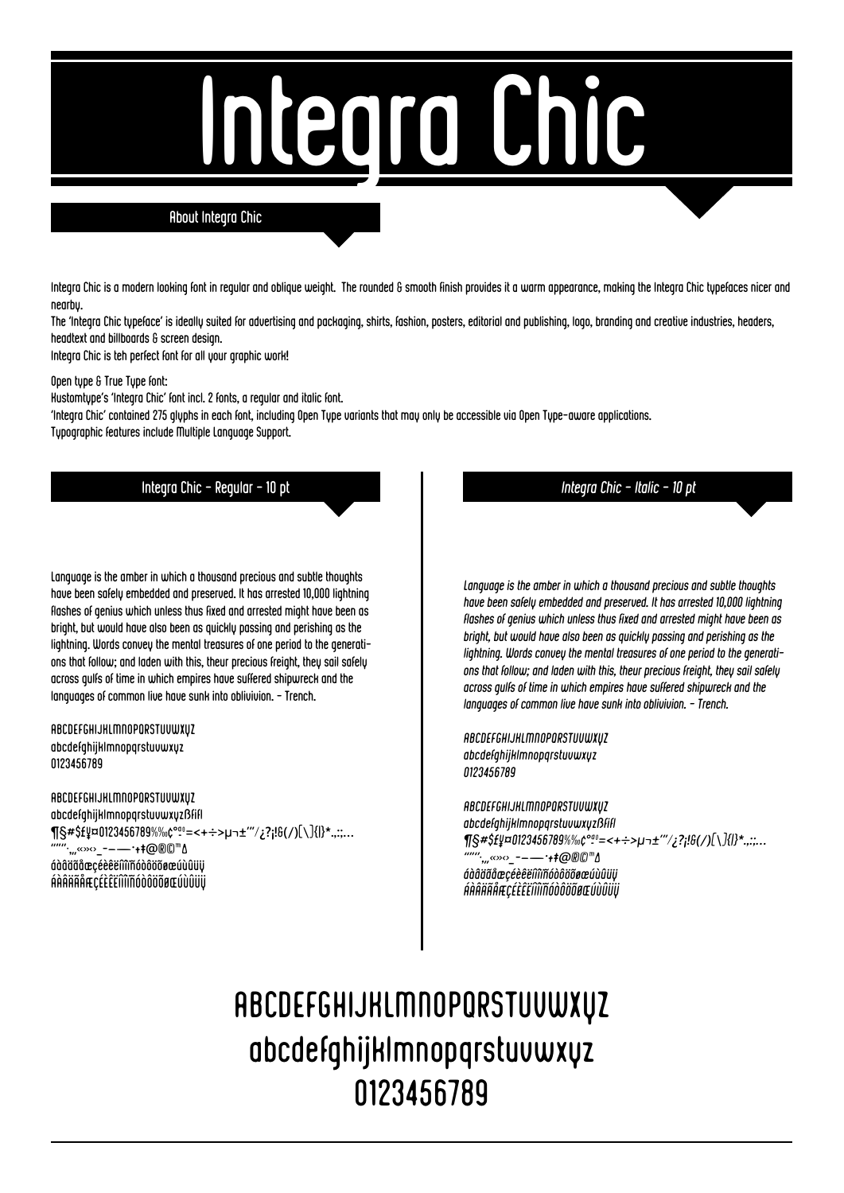# Integra Chic

## About Integra Chic

Integra Chic is a modern looking font in regular and oblique weight. The rounded & smooth finish provides it a warm appearance, making the Integra Chic typefaces nicer and nearby.

The 'Integra Chic typeface' is ideally suited for advertising and packaging, shirts, fashion, posters, editorial and publishing, logo, branding and creative industries, headers, headtext and billboards & screen design.

Integra Chic is teh perfect font for all your graphic work!

Open type & True Type font:

Kustomtype's 'Integra Chic' font incl. 2 fonts, a regular and italic font.

'Integra Chic' contained 275 glyphs in each font, including Open Type variants that may only be accessible via Open Type-aware applications.

Typographic features include Multiple Language Support.

## Integra Chic - Regular - 10 pt

Language is the amber in which a thousand precious and subtle thoughts have been safely embedded and preserved. It has arrested 10,000 lightning flashes of genius which unless thus fixed and arrested might have been as bright, but would have also been as quickly passing and perishing as the lightning. Words convey the mental treasures of one period to the generations that follow; and laden with this, theur precious freight, they sail safely across gulfs of time in which empires have suffered shipwreck and the languages of common live have sunk into oblivivion. - Trench.

ABCDEFGHIJKLMNOPQRSTUVWXYZ
abcdefghijklmnopqrstuvwxyz
0123456789

ABCDEFGHIJKLMNOPQRSTUVWXYZ
abcdefghijklmnopqrstuvwxyzßfifl
¶§#$£¥¤0123456789%‰¢°ªº=<+÷>µ¬±'"/¿?¡!&(/)[\]{|}*.,:;...
""''‚„«»‹›_-–—·+‡@®©™∆
áàâäãåæçéèêëíìîïñóòôöõøœúùûüÿ
ÁÀÂÄÃÅÆÇÉÈÊËÍÌÎÏÑÓÒÔÖÕØŒÚÙÛÜŸ

## *Integra Chic - Italic - 10 pt*

*Language is the amber in which a thousand precious and subtle thoughts have been safely embedded and preserved. It has arrested 10,000 lightning flashes of genius which unless thus fixed and arrested might have been as bright, but would have also been as quickly passing and perishing as the lightning. Words convey the mental treasures of one period to the generations that follow; and laden with this, theur precious freight, they sail safely across gulfs of time in which empires have suffered shipwreck and the languages of common live have sunk into oblivivion. - Trench.*

*ABCDEFGHIJKLMNOPQRSTUVWXYZ*
*abcdefghijklmnopqrstuvwxyz*
*0123456789*

*ABCDEFGHIJKLMNOPQRSTUVWXYZ*
*abcdefghijklmnopqrstuvwxyzßfifl*
*¶§#$£¥¤0123456789%‰¢°ªº=<+÷>µ¬±'"/¿?¡!&(/)[\]{|}*.,:;...*
*""''‚„«»‹›_-–—·+‡@®©™∆*
*áàâäãåæçéèêëíìîïñóòôöõøœúùûüÿ*
*ÁÀÂÄÃÅÆÇÉÈÊËÍÌÎÏÑÓÒÔÖÕØŒÚÙÛÜŸ*

ABCDEFGHIJKLMNOPQRSTUVWXYZ
abcdefghijklmnopqrstuvwxyz
0123456789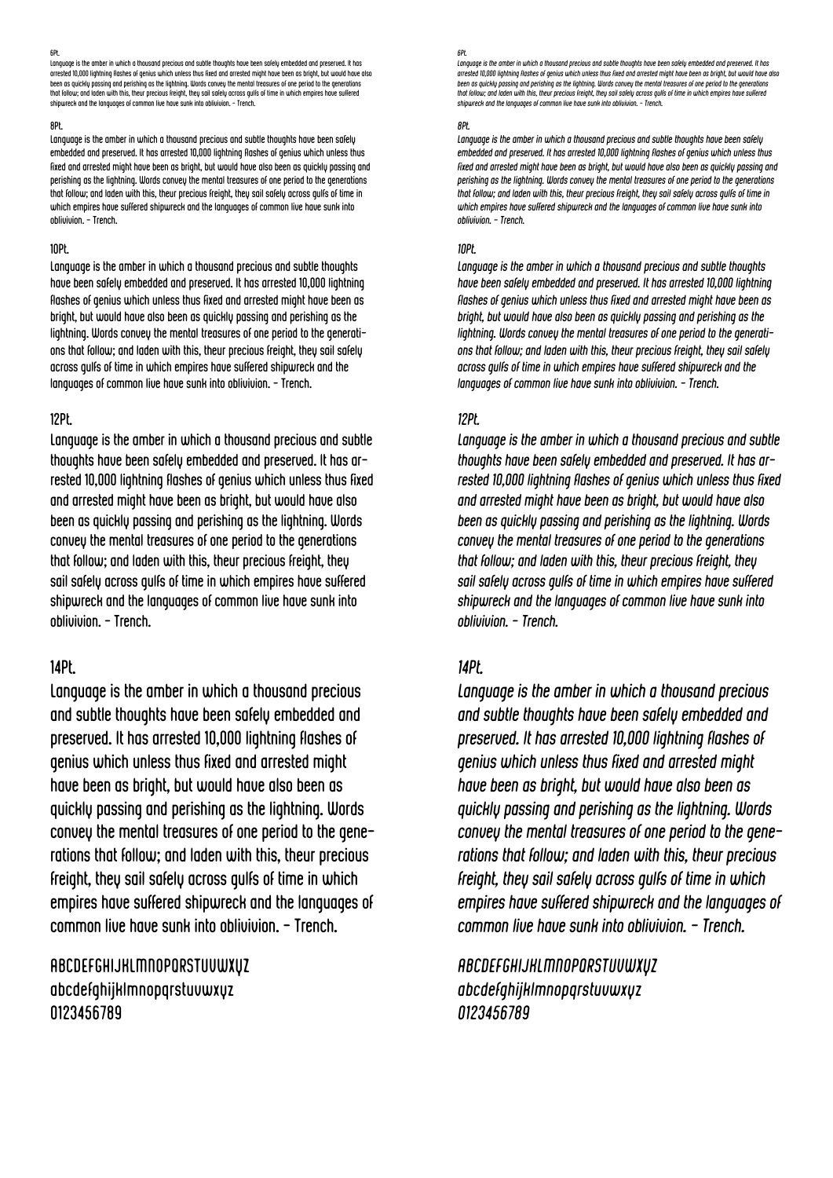6Pt.

Language is the amber in which a thousand precious and subtle thoughts have been safely embedded and preserved. It has arrested 10,000 lightning flashes of genius which unless thus fixed and arrested might have been as bright, but would have also been as quickly passing and perishing as the lightning. Words convey the mental treasures of one period to the generations that follow; and laden with this, theur precious freight, they sail safely across gulfs of time in which empires have suffered shipwreck and the languages of common live have sunk into oblivivion. – Trench.

8Pt.

Language is the amber in which a thousand precious and subtle thoughts have been safely embedded and preserved. It has arrested 10,000 lightning flashes of genius which unless thus fixed and arrested might have been as bright, but would have also been as quickly passing and perishing as the lightning. Words convey the mental treasures of one period to the generations that follow; and laden with this, theur precious freight, they sail safely across gulfs of time in which empires have suffered shipwreck and the languages of common live have sunk into oblivivion. – Trench.

10Pt.

Language is the amber in which a thousand precious and subtle thoughts have been safely embedded and preserved. It has arrested 10,000 lightning flashes of genius which unless thus fixed and arrested might have been as bright, but would have also been as quickly passing and perishing as the lightning. Words convey the mental treasures of one period to the generations that follow; and laden with this, theur precious freight, they sail safely across gulfs of time in which empires have suffered shipwreck and the languages of common live have sunk into oblivivion. – Trench.

12Pt.

Language is the amber in which a thousand precious and subtle thoughts have been safely embedded and preserved. It has arrested 10,000 lightning flashes of genius which unless thus fixed and arrested might have been as bright, but would have also been as quickly passing and perishing as the lightning. Words convey the mental treasures of one period to the generations that follow; and laden with this, theur precious freight, they sail safely across gulfs of time in which empires have suffered shipwreck and the languages of common live have sunk into oblivivion. – Trench.

14Pt.

Language is the amber in which a thousand precious and subtle thoughts have been safely embedded and preserved. It has arrested 10,000 lightning flashes of genius which unless thus fixed and arrested might have been as bright, but would have also been as quickly passing and perishing as the lightning. Words convey the mental treasures of one period to the generations that follow; and laden with this, theur precious freight, they sail safely across gulfs of time in which empires have suffered shipwreck and the languages of common live have sunk into oblivivion. – Trench.

ABCDEFGHIJKLMNOPQRSTUVWXYZ
abcdefghijklmnopqrstuvwxyz
0123456789

*6Pt.*

*Language is the amber in which a thousand precious and subtle thoughts have been safely embedded and preserved. It has arrested 10,000 lightning flashes of genius which unless thus fixed and arrested might have been as bright, but would have also been as quickly passing and perishing as the lightning. Words convey the mental treasures of one period to the generations that follow; and laden with this, theur precious freight, they sail safely across gulfs of time in which empires have suffered shipwreck and the languages of common live have sunk into oblivivion. – Trench.*

*8Pt.*

*Language is the amber in which a thousand precious and subtle thoughts have been safely embedded and preserved. It has arrested 10,000 lightning flashes of genius which unless thus fixed and arrested might have been as bright, but would have also been as quickly passing and perishing as the lightning. Words convey the mental treasures of one period to the generations that follow; and laden with this, theur precious freight, they sail safely across gulfs of time in which empires have suffered shipwreck and the languages of common live have sunk into oblivivion. – Trench.*

*10Pt.*

*Language is the amber in which a thousand precious and subtle thoughts have been safely embedded and preserved. It has arrested 10,000 lightning flashes of genius which unless thus fixed and arrested might have been as bright, but would have also been as quickly passing and perishing as the lightning. Words convey the mental treasures of one period to the generations that follow; and laden with this, theur precious freight, they sail safely across gulfs of time in which empires have suffered shipwreck and the languages of common live have sunk into oblivivion. – Trench.*

*12Pt.*

*Language is the amber in which a thousand precious and subtle thoughts have been safely embedded and preserved. It has arrested 10,000 lightning flashes of genius which unless thus fixed and arrested might have been as bright, but would have also been as quickly passing and perishing as the lightning. Words convey the mental treasures of one period to the generations that follow; and laden with this, theur precious freight, they sail safely across gulfs of time in which empires have suffered shipwreck and the languages of common live have sunk into oblivivion. – Trench.*

*14Pt.*

*Language is the amber in which a thousand precious and subtle thoughts have been safely embedded and preserved. It has arrested 10,000 lightning flashes of genius which unless thus fixed and arrested might have been as bright, but would have also been as quickly passing and perishing as the lightning. Words convey the mental treasures of one period to the generations that follow; and laden with this, theur precious freight, they sail safely across gulfs of time in which empires have suffered shipwreck and the languages of common live have sunk into oblivivion. – Trench.*

*ABCDEFGHIJKLMNOPQRSTUVWXYZ*
*abcdefghijklmnopqrstuvwxyz*
*0123456789*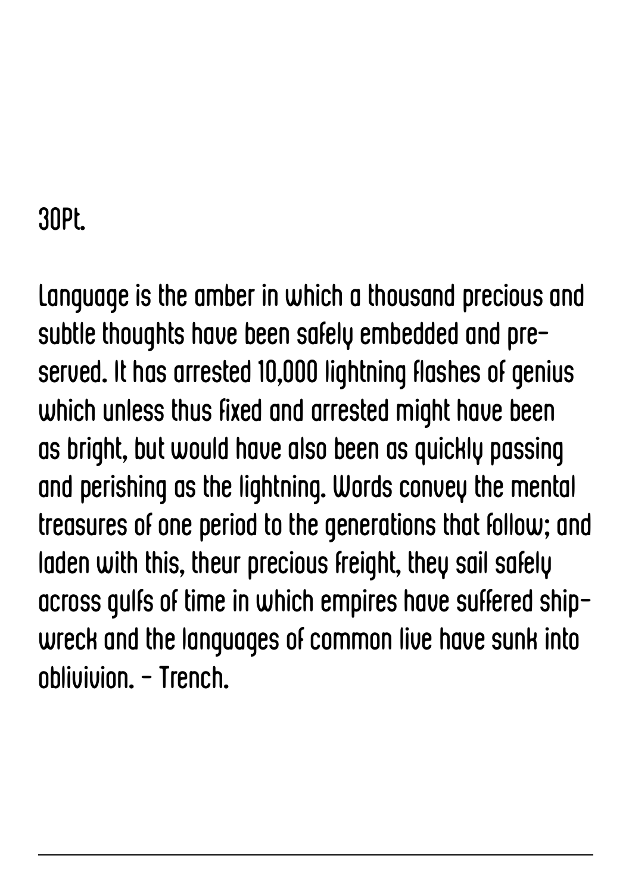30Pt.

Language is the amber in which a thousand precious and subtle thoughts have been safely embedded and preserved. It has arrested 10,000 lightning flashes of genius which unless thus fixed and arrested might have been as bright, but would have also been as quickly passing and perishing as the lightning. Words convey the mental treasures of one period to the generations that follow; and laden with this, theur precious freight, they sail safely across gulfs of time in which empires have suffered shipwreck and the languages of common live have sunk into oblivivion. - Trench.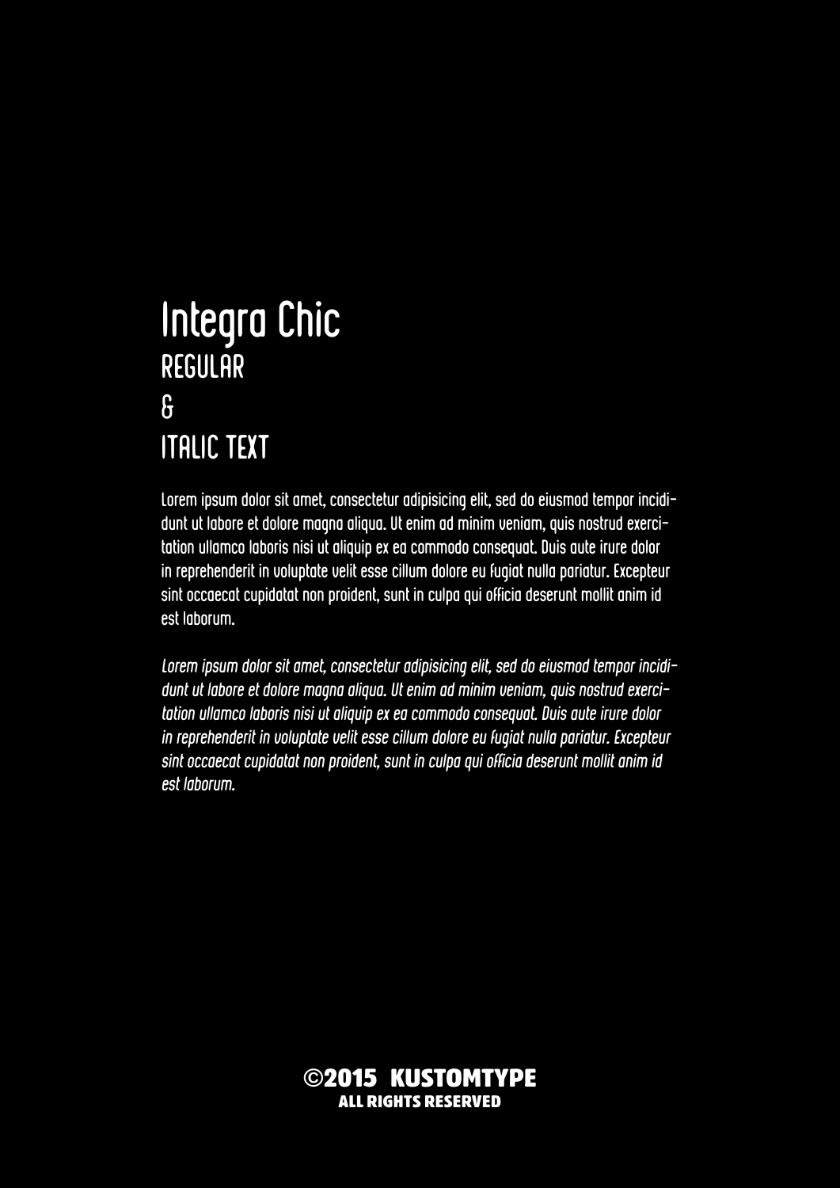# Integra Chic

## REGULAR

## &

## ITALIC TEXT

Lorem ipsum dolor sit amet, consectetur adipisicing elit, sed do eiusmod tempor incididunt ut labore et dolore magna aliqua. Ut enim ad minim veniam, quis nostrud exercitation ullamco laboris nisi ut aliquip ex ea commodo consequat. Duis aute irure dolor in reprehenderit in voluptate velit esse cillum dolore eu fugiat nulla pariatur. Excepteur sint occaecat cupidatat non proident, sunt in culpa qui officia deserunt mollit anim id est laborum.

*Lorem ipsum dolor sit amet, consectetur adipisicing elit, sed do eiusmod tempor incididunt ut labore et dolore magna aliqua. Ut enim ad minim veniam, quis nostrud exercitation ullamco laboris nisi ut aliquip ex ea commodo consequat. Duis aute irure dolor in reprehenderit in voluptate velit esse cillum dolore eu fugiat nulla pariatur. Excepteur sint occaecat cupidatat non proident, sunt in culpa qui officia deserunt mollit anim id est laborum.*

**©2015 KUSTOMTYPE**
**ALL RIGHTS RESERVED**